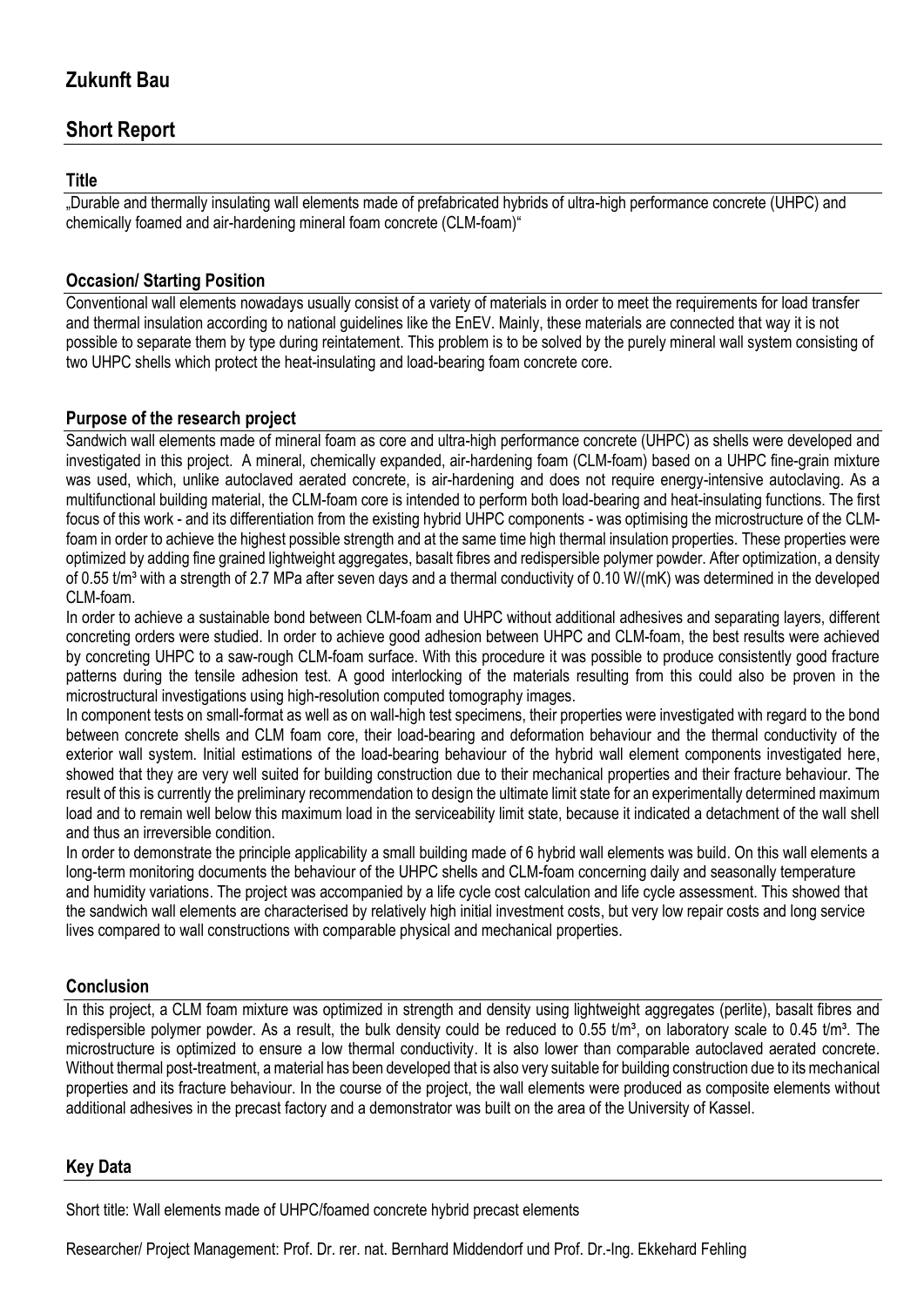# Zukunft Bau

## Short Report

### Title

„Durable and thermally insulating wall elements made of prefabricated hybrids of ultra-high performance concrete (UHPC) and chemically foamed and air-hardening mineral foam concrete (CLM-foam)“

### Occasion/ Starting Position

Conventional wall elements nowadays usually consist of a variety of materials in order to meet the requirements for load transfer and thermal insulation according to national guidelines like the EnEV. Mainly, these materials are connected that way it is not possible to separate them by type during reintatement. This problem is to be solved by the purely mineral wall system consisting of two UHPC shells which protect the heat-insulating and load-bearing foam concrete core.

### Purpose of the research project

Sandwich wall elements made of mineral foam as core and ultra-high performance concrete (UHPC) as shells were developed and investigated in this project. A mineral, chemically expanded, air-hardening foam (CLM-foam) based on a UHPC fine-grain mixture was used, which, unlike autoclaved aerated concrete, is air-hardening and does not require energy-intensive autoclaving. As a multifunctional building material, the CLM-foam core is intended to perform both load-bearing and heat-insulating functions. The first focus of this work - and its differentiation from the existing hybrid UHPC components - was optimising the microstructure of the CLM-foam in order to achieve the highest possible strength and at the same time high thermal insulation properties. These properties were optimized by adding fine grained lightweight aggregates, basalt fibres and redispersible polymer powder. After optimization, a density of 0.55 t/m³ with a strength of 2.7 MPa after seven days and a thermal conductivity of 0.10 W/(mK) was determined in the developed CLM-foam.

In order to achieve a sustainable bond between CLM-foam and UHPC without additional adhesives and separating layers, different concreting orders were studied. In order to achieve good adhesion between UHPC and CLM-foam, the best results were achieved by concreting UHPC to a saw-rough CLM-foam surface. With this procedure it was possible to produce consistently good fracture patterns during the tensile adhesion test. A good interlocking of the materials resulting from this could also be proven in the microstructural investigations using high-resolution computed tomography images.

In component tests on small-format as well as on wall-high test specimens, their properties were investigated with regard to the bond between concrete shells and CLM foam core, their load-bearing and deformation behaviour and the thermal conductivity of the exterior wall system. Initial estimations of the load-bearing behaviour of the hybrid wall element components investigated here, showed that they are very well suited for building construction due to their mechanical properties and their fracture behaviour. The result of this is currently the preliminary recommendation to design the ultimate limit state for an experimentally determined maximum load and to remain well below this maximum load in the serviceability limit state, because it indicated a detachment of the wall shell and thus an irreversible condition.

In order to demonstrate the principle applicability a small building made of 6 hybrid wall elements was build. On this wall elements a long-term monitoring documents the behaviour of the UHPC shells and CLM-foam concerning daily and seasonally temperature and humidity variations. The project was accompanied by a life cycle cost calculation and life cycle assessment. This showed that the sandwich wall elements are characterised by relatively high initial investment costs, but very low repair costs and long service lives compared to wall constructions with comparable physical and mechanical properties.

### Conclusion

In this project, a CLM foam mixture was optimized in strength and density using lightweight aggregates (perlite), basalt fibres and redispersible polymer powder. As a result, the bulk density could be reduced to 0.55 t/m³, on laboratory scale to 0.45 t/m³. The microstructure is optimized to ensure a low thermal conductivity. It is also lower than comparable autoclaved aerated concrete. Without thermal post-treatment, a material has been developed that is also very suitable for building construction due to its mechanical properties and its fracture behaviour. In the course of the project, the wall elements were produced as composite elements without additional adhesives in the precast factory and a demonstrator was built on the area of the University of Kassel.

### Key Data

Short title: Wall elements made of UHPC/foamed concrete hybrid precast elements

Researcher/ Project Management: Prof. Dr. rer. nat. Bernhard Middendorf und Prof. Dr.-Ing. Ekkehard Fehling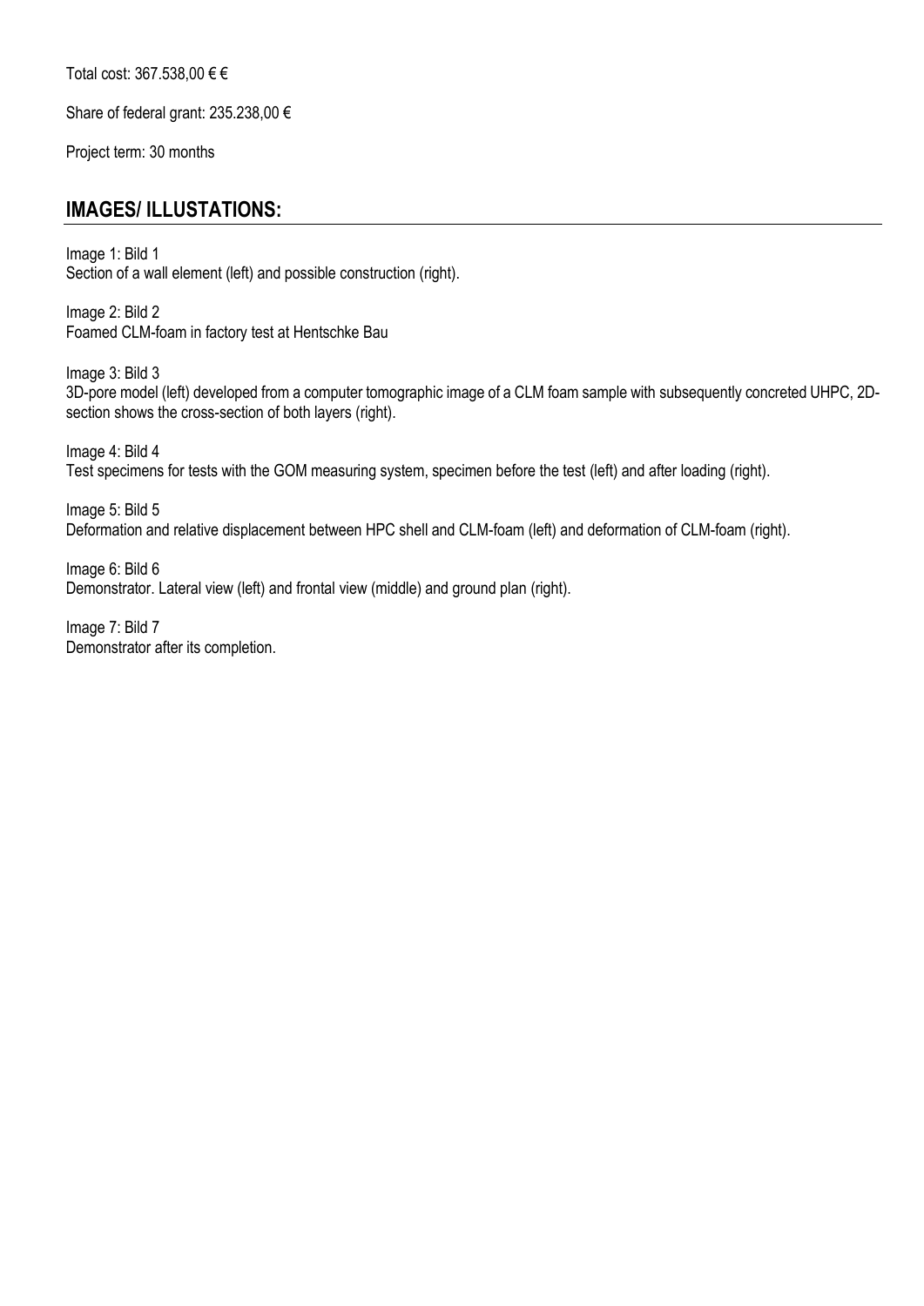Total cost: 367.538,00 € €

Share of federal grant: 235.238,00 €

Project term: 30 months

## IMAGES/ ILLUSTATIONS:

Image 1: Bild 1
Section of a wall element (left) and possible construction (right).

Image 2: Bild 2
Foamed CLM-foam in factory test at Hentschke Bau

Image 3: Bild 3
3D-pore model (left) developed from a computer tomographic image of a CLM foam sample with subsequently concreted UHPC, 2D-section shows the cross-section of both layers (right).

Image 4: Bild 4
Test specimens for tests with the GOM measuring system, specimen before the test (left) and after loading (right).

Image 5: Bild 5
Deformation and relative displacement between HPC shell and CLM-foam (left) and deformation of CLM-foam (right).

Image 6: Bild 6
Demonstrator. Lateral view (left) and frontal view (middle) and ground plan (right).

Image 7: Bild 7
Demonstrator after its completion.